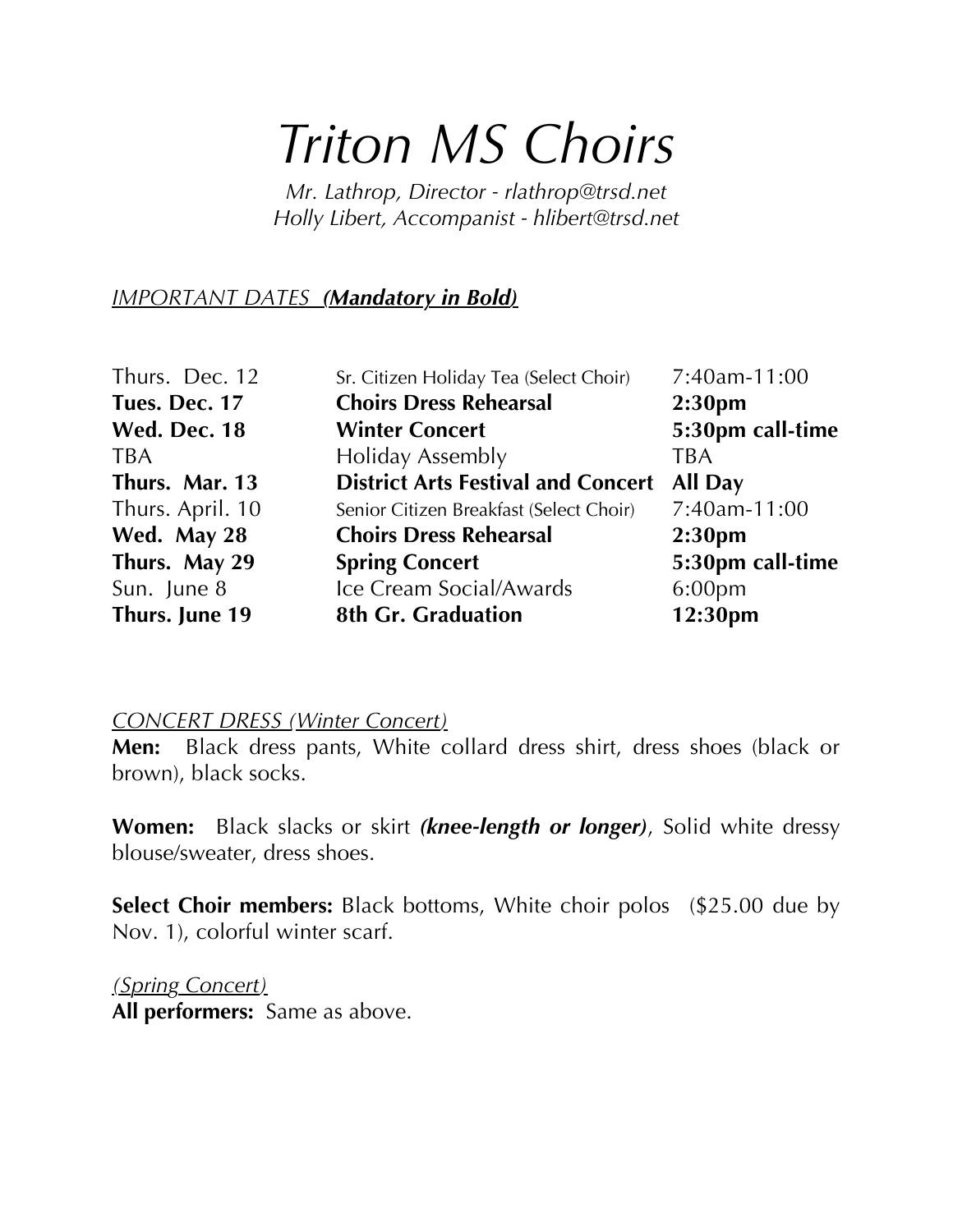# *Triton MS Choirs*

*Mr. Lathrop, Director - rlathrop@trsd.net*
*Holly Libert, Accompanist - hlibert@trsd.net*

*IMPORTANT DATES* ***(Mandatory in Bold)***

| | | |
|---|---|---|
| Thurs. Dec. 12 | Sr. Citizen Holiday Tea (Select Choir) | 7:40am-11:00 |
| **Tues. Dec. 17** | **Choirs Dress Rehearsal** | **2:30pm** |
| **Wed. Dec. 18** | **Winter Concert** | **5:30pm call-time** |
| TBA | Holiday Assembly | TBA |
| **Thurs. Mar. 13** | **District Arts Festival and Concert** | **All Day** |
| Thurs. April. 10 | Senior Citizen Breakfast (Select Choir) | 7:40am-11:00 |
| **Wed. May 28** | **Choirs Dress Rehearsal** | **2:30pm** |
| **Thurs. May 29** | **Spring Concert** | **5:30pm call-time** |
| Sun. June 8 | Ice Cream Social/Awards | 6:00pm |
| **Thurs. June 19** | **8th Gr. Graduation** | **12:30pm** |

*CONCERT DRESS (Winter Concert)*

**Men:** Black dress pants, White collard dress shirt, dress shoes (black or brown), black socks.

**Women:** Black slacks or skirt ***(knee-length or longer)***, Solid white dressy blouse/sweater, dress shoes.

**Select Choir members:** Black bottoms, White choir polos ($25.00 due by Nov. 1), colorful winter scarf.

*(Spring Concert)*

**All performers:** Same as above.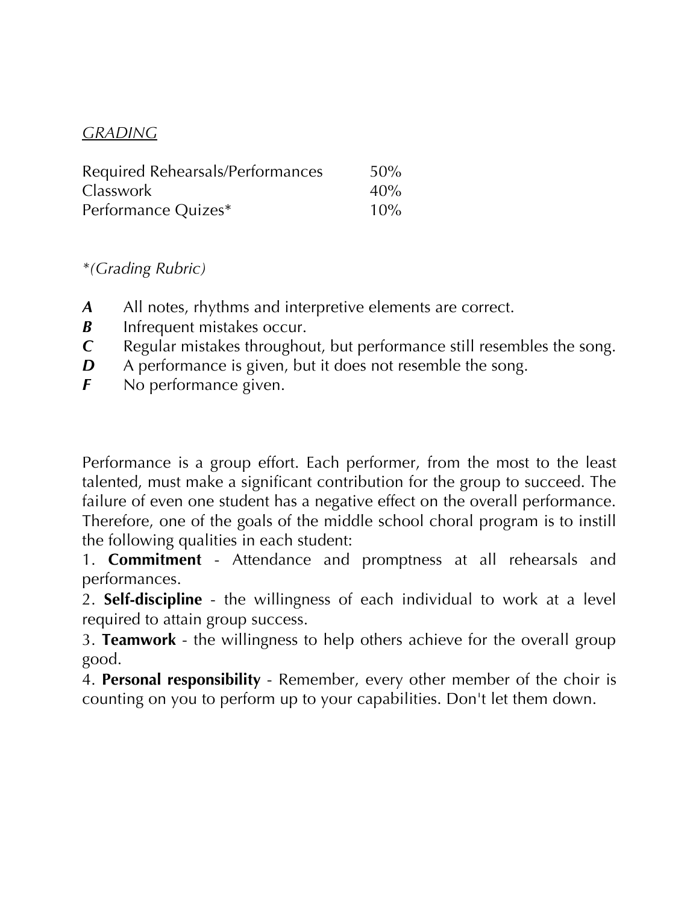*GRADING*

| | |
|---|---|
| Required Rehearsals/Performances | 50% |
| Classwork | 40% |
| Performance Quizes* | 10% |

*\*(Grading Rubric)*

- ***A*** All notes, rhythms and interpretive elements are correct.
- ***B*** Infrequent mistakes occur.
- ***C*** Regular mistakes throughout, but performance still resembles the song.
- ***D*** A performance is given, but it does not resemble the song.
- ***F*** No performance given.

Performance is a group effort. Each performer, from the most to the least talented, must make a significant contribution for the group to succeed. The failure of even one student has a negative effect on the overall performance. Therefore, one of the goals of the middle school choral program is to instill the following qualities in each student:

1. **Commitment** - Attendance and promptness at all rehearsals and performances.
2. **Self-discipline** - the willingness of each individual to work at a level required to attain group success.
3. **Teamwork** - the willingness to help others achieve for the overall group good.
4. **Personal responsibility** - Remember, every other member of the choir is counting on you to perform up to your capabilities. Don't let them down.